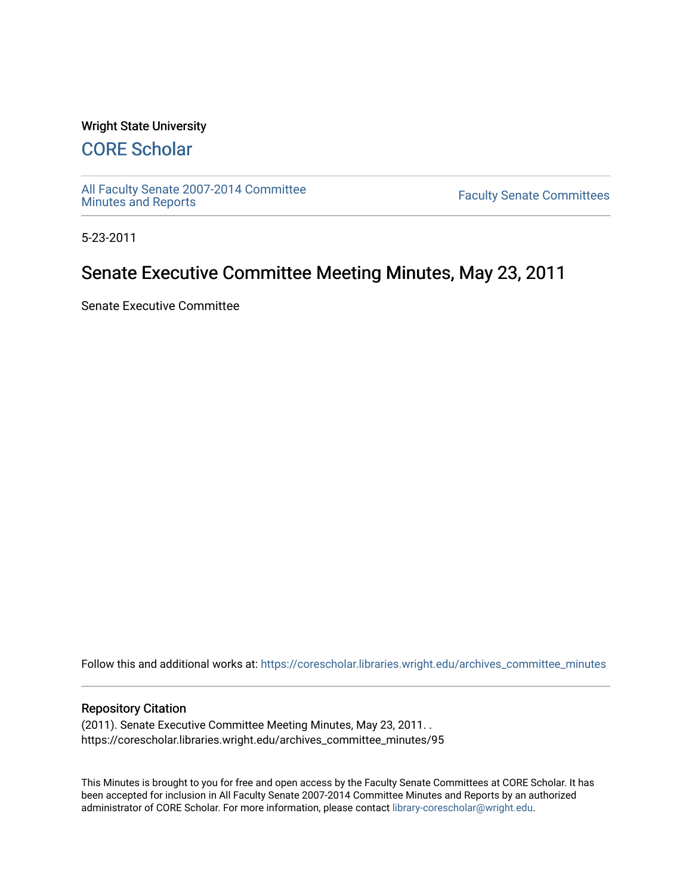Wright State University

# CORE Scholar

All Faculty Senate 2007-2014 Committee Minutes and Reports

Faculty Senate Committees

5-23-2011

## Senate Executive Committee Meeting Minutes, May 23, 2011

Senate Executive Committee

Follow this and additional works at: https://corescholar.libraries.wright.edu/archives_committee_minutes

### Repository Citation

(2011). Senate Executive Committee Meeting Minutes, May 23, 2011. .
https://corescholar.libraries.wright.edu/archives_committee_minutes/95

This Minutes is brought to you for free and open access by the Faculty Senate Committees at CORE Scholar. It has been accepted for inclusion in All Faculty Senate 2007-2014 Committee Minutes and Reports by an authorized administrator of CORE Scholar. For more information, please contact library-corescholar@wright.edu.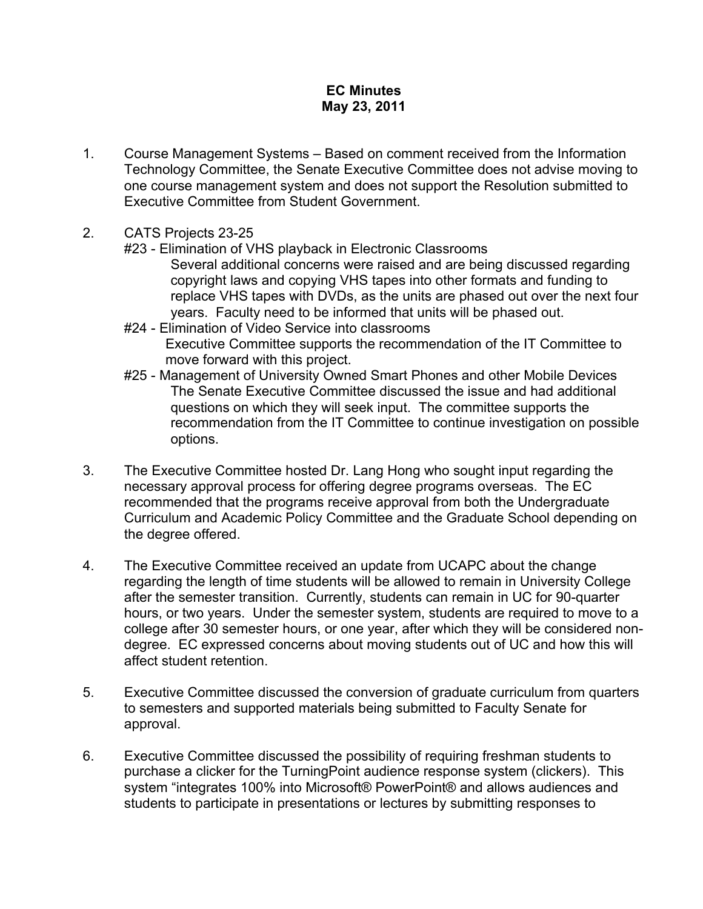**EC Minutes**
**May 23, 2011**

1. Course Management Systems – Based on comment received from the Information Technology Committee, the Senate Executive Committee does not advise moving to one course management system and does not support the Resolution submitted to Executive Committee from Student Government.

2. CATS Projects 23-25
   - #23 - Elimination of VHS playback in Electronic Classrooms
     Several additional concerns were raised and are being discussed regarding copyright laws and copying VHS tapes into other formats and funding to replace VHS tapes with DVDs, as the units are phased out over the next four years. Faculty need to be informed that units will be phased out.
   - #24 - Elimination of Video Service into classrooms
     Executive Committee supports the recommendation of the IT Committee to move forward with this project.
   - #25 - Management of University Owned Smart Phones and other Mobile Devices
     The Senate Executive Committee discussed the issue and had additional questions on which they will seek input. The committee supports the recommendation from the IT Committee to continue investigation on possible options.

3. The Executive Committee hosted Dr. Lang Hong who sought input regarding the necessary approval process for offering degree programs overseas. The EC recommended that the programs receive approval from both the Undergraduate Curriculum and Academic Policy Committee and the Graduate School depending on the degree offered.

4. The Executive Committee received an update from UCAPC about the change regarding the length of time students will be allowed to remain in University College after the semester transition. Currently, students can remain in UC for 90-quarter hours, or two years. Under the semester system, students are required to move to a college after 30 semester hours, or one year, after which they will be considered non-degree. EC expressed concerns about moving students out of UC and how this will affect student retention.

5. Executive Committee discussed the conversion of graduate curriculum from quarters to semesters and supported materials being submitted to Faculty Senate for approval.

6. Executive Committee discussed the possibility of requiring freshman students to purchase a clicker for the TurningPoint audience response system (clickers). This system "integrates 100% into Microsoft® PowerPoint® and allows audiences and students to participate in presentations or lectures by submitting responses to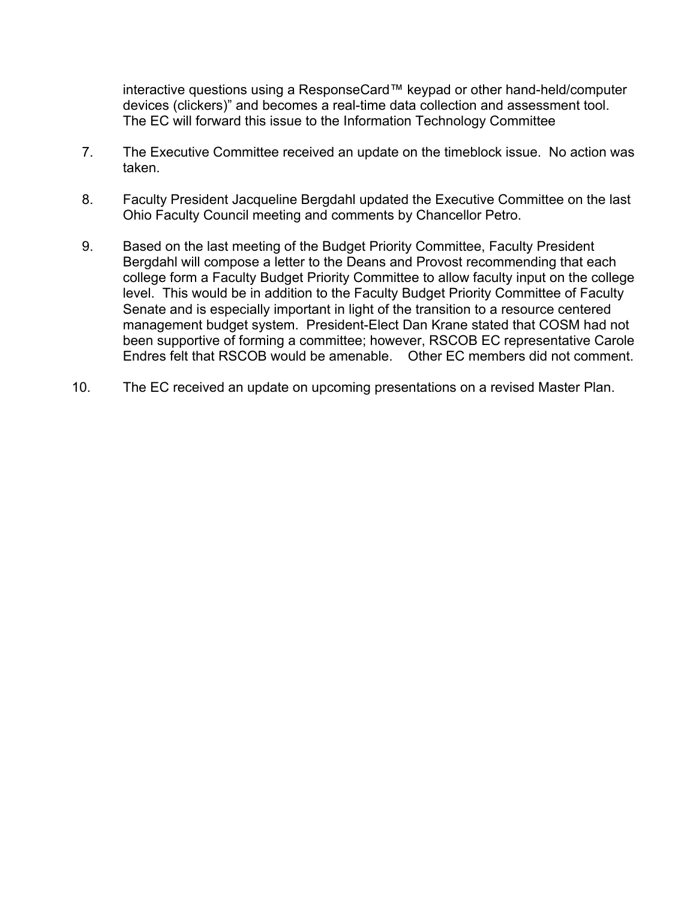interactive questions using a ResponseCard™ keypad or other hand-held/computer devices (clickers)" and becomes a real-time data collection and assessment tool. The EC will forward this issue to the Information Technology Committee

7. The Executive Committee received an update on the timeblock issue. No action was taken.

8. Faculty President Jacqueline Bergdahl updated the Executive Committee on the last Ohio Faculty Council meeting and comments by Chancellor Petro.

9. Based on the last meeting of the Budget Priority Committee, Faculty President Bergdahl will compose a letter to the Deans and Provost recommending that each college form a Faculty Budget Priority Committee to allow faculty input on the college level. This would be in addition to the Faculty Budget Priority Committee of Faculty Senate and is especially important in light of the transition to a resource centered management budget system. President-Elect Dan Krane stated that COSM had not been supportive of forming a committee; however, RSCOB EC representative Carole Endres felt that RSCOB would be amenable. Other EC members did not comment.

10. The EC received an update on upcoming presentations on a revised Master Plan.